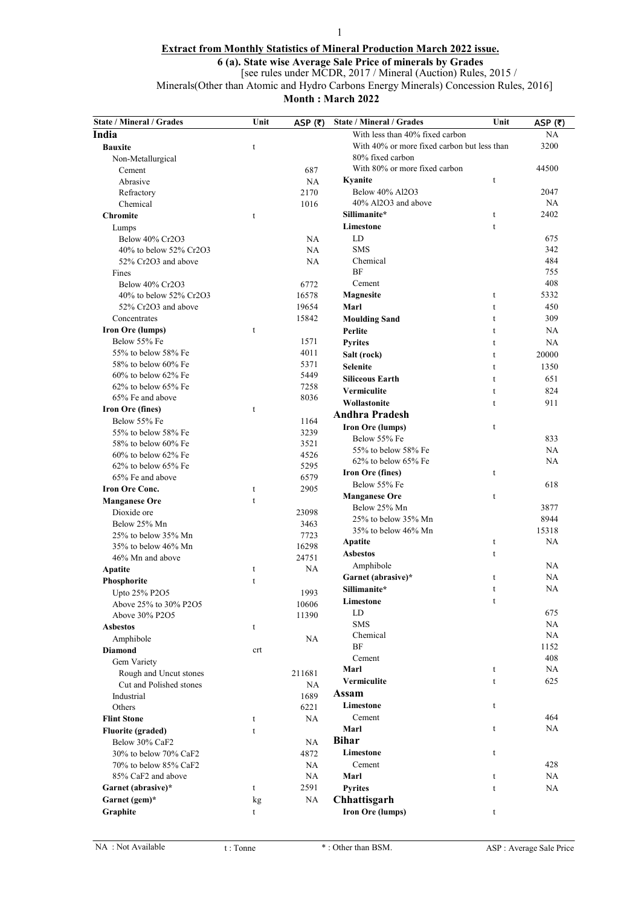**Extract from Monthly Statistics of Mineral Production March 2022 issue.**

**6 (a). State wise Average Sale Price of minerals by Grades**

[see rules under MCDR, 2017 / Mineral (Auction) Rules, 2015 / Minerals(Other than Atomic and Hydro Carbons Energy Minerals) Concession Rules, 2016]

**Month : March 2022**

| State / Mineral / Grades | Unit | ASP (₹) |
|---|---|---|
| **India** | | |
| **Bauxite** | t | |
| Non-Metallurgical | | |
| Cement | | 687 |
| Abrasive | | NA |
| Refractory | | 2170 |
| Chemical | | 1016 |
| **Chromite** | t | |
| Lumps | | |
| Below 40% $Cr_2O_3$ | | NA |
| 40% to below 52% $Cr_2O_3$ | | NA |
| 52% $Cr_2O_3$ and above | | NA |
| Fines | | |
| Below 40% $Cr_2O_3$ | | 6772 |
| 40% to below 52% $Cr_2O_3$ | | 16578 |
| 52% $Cr_2O_3$ and above | | 19654 |
| Concentrates | | 15842 |
| **Iron Ore (lumps)** | t | |
| Below 55% Fe | | 1571 |
| 55% to below 58% Fe | | 4011 |
| 58% to below 60% Fe | | 5371 |
| 60% to below 62% Fe | | 5449 |
| 62% to below 65% Fe | | 7258 |
| 65% Fe and above | | 8036 |
| **Iron Ore (fines)** | t | |
| Below 55% Fe | | 1164 |
| 55% to below 58% Fe | | 3239 |
| 58% to below 60% Fe | | 3521 |
| 60% to below 62% Fe | | 4526 |
| 62% to below 65% Fe | | 5295 |
| 65% Fe and above | | 6579 |
| **Iron Ore Conc.** | t | 2905 |
| **Manganese Ore** | t | |
| Dioxide ore | | 23098 |
| Below 25% Mn | | 3463 |
| 25% to below 35% Mn | | 7723 |
| 35% to below 46% Mn | | 16298 |
| 46% Mn and above | | 24751 |
| **Apatite** | t | NA |
| **Phosphorite** | t | |
| Upto 25% $P_2O_5$ | | 1993 |
| Above 25% to 30% $P_2O_5$ | | 10606 |
| Above 30% $P_2O_5$ | | 11390 |
| **Asbestos** | t | |
| Amphibole | | NA |
| **Diamond** | crt | |
| Gem Variety | | |
| Rough and Uncut stones | | 211681 |
| Cut and Polished stones | | NA |
| Industrial | | 1689 |
| Others | | 6221 |
| **Flint Stone** | t | NA |
| **Fluorite (graded)** | t | |
| Below 30% $CaF_2$ | | NA |
| 30% to below 70% $CaF_2$ | | 4872 |
| 70% to below 85% $CaF_2$ | | NA |
| 85% $CaF_2$ and above | | NA |
| **Garnet (abrasive)*** | t | 2591 |
| **Garnet (gem)*** | kg | NA |
| **Graphite** | t | |
| With less than 40% fixed carbon | | NA |
| With 40% or more fixed carbon but less than 80% fixed carbon | | 3200 |
| With 80% or more fixed carbon | | 44500 |
| **Kyanite** | t | |
| Below 40% $Al_2O_3$ | | 2047 |
| 40% $Al_2O_3$ and above | | NA |
| **Sillimanite*** | t | 2402 |
| **Limestone** | t | |
| LD | | 675 |
| SMS | | 342 |
| Chemical | | 484 |
| BF | | 755 |
| Cement | | 408 |
| **Magnesite** | t | 5332 |
| **Marl** | t | 450 |
| **Moulding Sand** | t | 309 |
| **Perlite** | t | NA |
| **Pyrites** | t | NA |
| **Salt (rock)** | t | 20000 |
| **Selenite** | t | 1350 |
| **Siliceous Earth** | t | 651 |
| **Vermiculite** | t | 824 |
| **Wollastonite** | t | 911 |
| **Andhra Pradesh** | | |
| **Iron Ore (lumps)** | t | |
| Below 55% Fe | | 833 |
| 55% to below 58% Fe | | NA |
| 62% to below 65% Fe | | NA |
| **Iron Ore (fines)** | t | |
| Below 55% Fe | | 618 |
| **Manganese Ore** | t | |
| Below 25% Mn | | 3877 |
| 25% to below 35% Mn | | 8944 |
| 35% to below 46% Mn | | 15318 |
| **Apatite** | t | NA |
| **Asbestos** | t | |
| Amphibole | | NA |
| **Garnet (abrasive)*** | t | NA |
| **Sillimanite*** | t | NA |
| **Limestone** | t | |
| LD | | 675 |
| SMS | | NA |
| Chemical | | NA |
| BF | | 1152 |
| Cement | | 408 |
| **Marl** | t | NA |
| **Vermiculite** | t | 625 |
| **Assam** | | |
| **Limestone** | t | |
| Cement | | 464 |
| **Marl** | t | NA |
| **Bihar** | | |
| **Limestone** | t | |
| Cement | | 428 |
| **Marl** | t | NA |
| **Pyrites** | t | NA |
| **Chhattisgarh** | | |
| **Iron Ore (lumps)** | t | |

NA : Not Available &nbsp;&nbsp; t : Tonne &nbsp;&nbsp; * : Other than BSM. &nbsp;&nbsp; ASP : Average Sale Price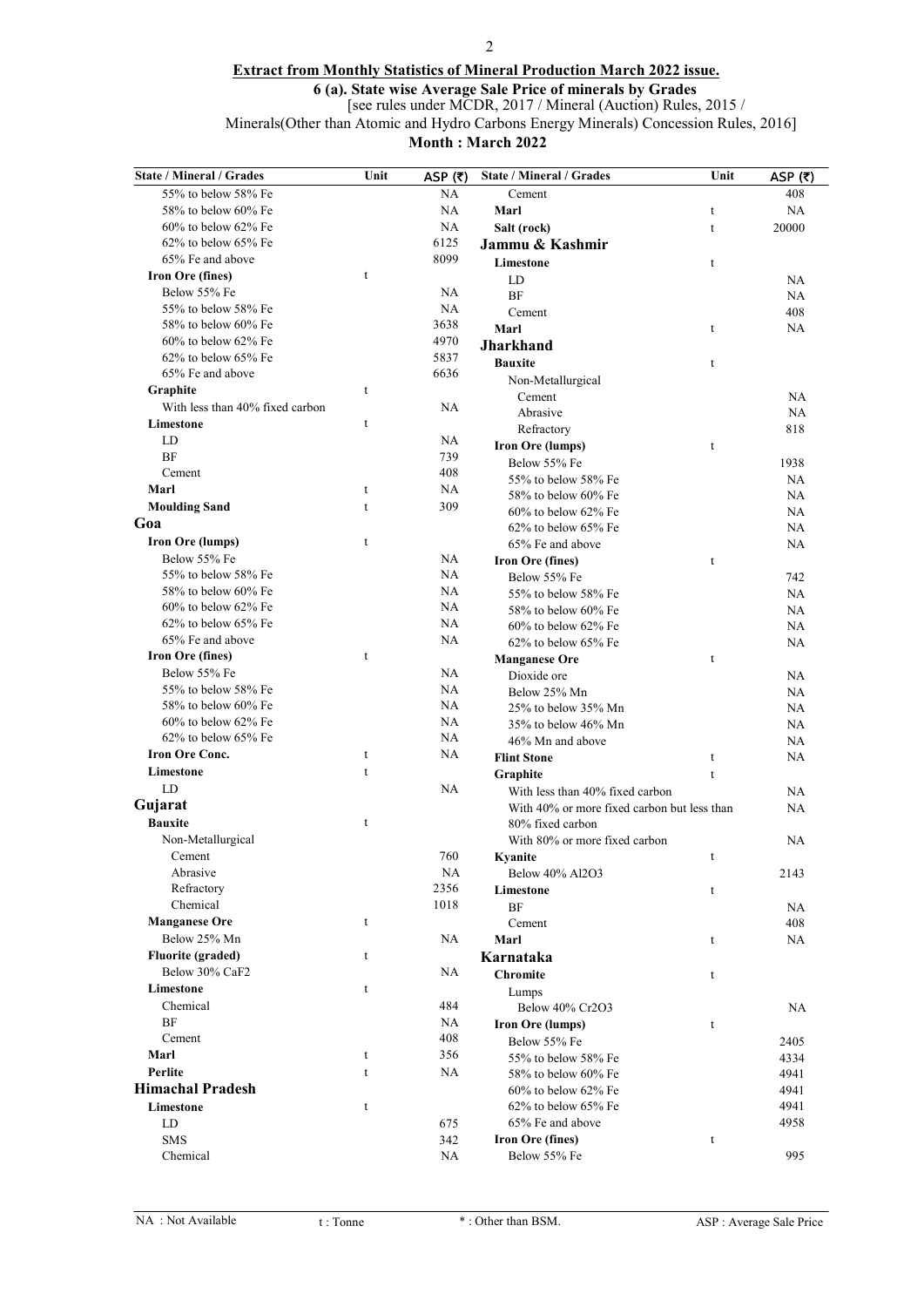**Extract from Monthly Statistics of Mineral Production March 2022 issue.**

**6 (a). State wise Average Sale Price of minerals by Grades**

[see rules under MCDR, 2017 / Mineral (Auction) Rules, 2015 / Minerals(Other than Atomic and Hydro Carbons Energy Minerals) Concession Rules, 2016]

**Month : March 2022**

| State / Mineral / Grades | Unit | ASP (₹) |
|---|---|---|
| 55% to below 58% Fe | | NA |
| 58% to below 60% Fe | | NA |
| 60% to below 62% Fe | | NA |
| 62% to below 65% Fe | | 6125 |
| 65% Fe and above | | 8099 |
| **Iron Ore (fines)** | t | |
| Below 55% Fe | | NA |
| 55% to below 58% Fe | | NA |
| 58% to below 60% Fe | | 3638 |
| 60% to below 62% Fe | | 4970 |
| 62% to below 65% Fe | | 5837 |
| 65% Fe and above | | 6636 |
| **Graphite** | t | |
| With less than 40% fixed carbon | | NA |
| **Limestone** | t | |
| LD | | NA |
| BF | | 739 |
| Cement | | 408 |
| **Marl** | t | NA |
| **Moulding Sand** | t | 309 |
| **Goa** | | |
| **Iron Ore (lumps)** | t | |
| Below 55% Fe | | NA |
| 55% to below 58% Fe | | NA |
| 58% to below 60% Fe | | NA |
| 60% to below 62% Fe | | NA |
| 62% to below 65% Fe | | NA |
| 65% Fe and above | | NA |
| **Iron Ore (fines)** | t | |
| Below 55% Fe | | NA |
| 55% to below 58% Fe | | NA |
| 58% to below 60% Fe | | NA |
| 60% to below 62% Fe | | NA |
| 62% to below 65% Fe | | NA |
| **Iron Ore Conc.** | t | NA |
| **Limestone** | t | |
| LD | | NA |
| **Gujarat** | | |
| **Bauxite** | t | |
| Non-Metallurgical | | |
| Cement | | 760 |
| Abrasive | | NA |
| Refractory | | 2356 |
| Chemical | | 1018 |
| **Manganese Ore** | t | |
| Below 25% Mn | | NA |
| **Fluorite (graded)** | t | |
| Below 30% CaF2 | | NA |
| **Limestone** | t | |
| Chemical | | 484 |
| BF | | NA |
| Cement | | 408 |
| **Marl** | t | 356 |
| **Perlite** | t | NA |
| **Himachal Pradesh** | | |
| **Limestone** | t | |
| LD | | 675 |
| SMS | | 342 |
| Chemical | | NA |
| Cement | | 408 |
| **Marl** | t | NA |
| **Salt (rock)** | t | 20000 |
| **Jammu & Kashmir** | | |
| **Limestone** | t | |
| LD | | NA |
| BF | | NA |
| Cement | | 408 |
| **Marl** | t | NA |
| **Jharkhand** | | |
| **Bauxite** | t | |
| Non-Metallurgical | | |
| Cement | | NA |
| Abrasive | | NA |
| Refractory | | 818 |
| **Iron Ore (lumps)** | t | |
| Below 55% Fe | | 1938 |
| 55% to below 58% Fe | | NA |
| 58% to below 60% Fe | | NA |
| 60% to below 62% Fe | | NA |
| 62% to below 65% Fe | | NA |
| 65% Fe and above | | NA |
| **Iron Ore (fines)** | t | |
| Below 55% Fe | | 742 |
| 55% to below 58% Fe | | NA |
| 58% to below 60% Fe | | NA |
| 60% to below 62% Fe | | NA |
| 62% to below 65% Fe | | NA |
| **Manganese Ore** | t | |
| Dioxide ore | | NA |
| Below 25% Mn | | NA |
| 25% to below 35% Mn | | NA |
| 35% to below 46% Mn | | NA |
| 46% Mn and above | | NA |
| **Flint Stone** | t | NA |
| **Graphite** | t | |
| With less than 40% fixed carbon | | NA |
| With 40% or more fixed carbon but less than 80% fixed carbon | | NA |
| With 80% or more fixed carbon | | NA |
| **Kyanite** | t | |
| Below 40% Al2O3 | | 2143 |
| **Limestone** | t | |
| BF | | NA |
| Cement | | 408 |
| **Marl** | t | NA |
| **Karnataka** | | |
| **Chromite** | t | |
| Lumps | | |
| Below 40% Cr2O3 | | NA |
| **Iron Ore (lumps)** | t | |
| Below 55% Fe | | 2405 |
| 55% to below 58% Fe | | 4334 |
| 58% to below 60% Fe | | 4941 |
| 60% to below 62% Fe | | 4941 |
| 62% to below 65% Fe | | 4941 |
| 65% Fe and above | | 4958 |
| **Iron Ore (fines)** | t | |
| Below 55% Fe | | 995 |

NA : Not Available    t : Tonne    * : Other than BSM.    ASP : Average Sale Price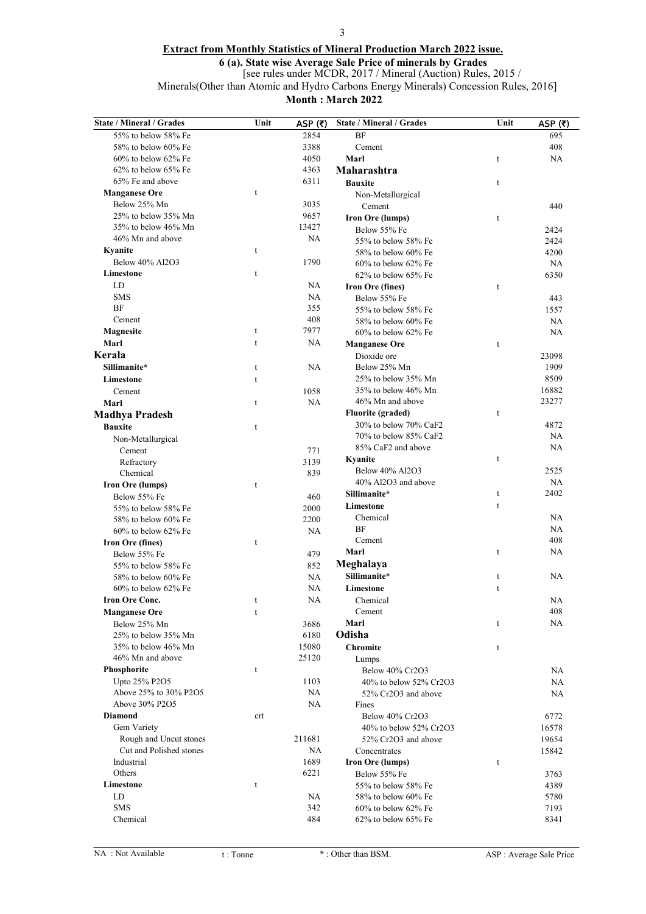**Extract from Monthly Statistics of Mineral Production March 2022 issue.**

**6 (a). State wise Average Sale Price of minerals by Grades**

[see rules under MCDR, 2017 / Mineral (Auction) Rules, 2015 / Minerals(Other than Atomic and Hydro Carbons Energy Minerals) Concession Rules, 2016]

**Month : March 2022**

| State / Mineral / Grades | Unit | ASP (₹) |
|---|---|---|
| 55% to below 58% Fe | | 2854 |
| 58% to below 60% Fe | | 3388 |
| 60% to below 62% Fe | | 4050 |
| 62% to below 65% Fe | | 4363 |
| 65% Fe and above | | 6311 |
| **Manganese Ore** | t | |
| Below 25% Mn | | 3035 |
| 25% to below 35% Mn | | 9657 |
| 35% to below 46% Mn | | 13427 |
| 46% Mn and above | | NA |
| **Kyanite** | t | |
| Below 40% Al2O3 | | 1790 |
| **Limestone** | t | |
| LD | | NA |
| SMS | | NA |
| BF | | 355 |
| Cement | | 408 |
| **Magnesite** | t | 7977 |
| **Marl** | t | NA |
| **Kerala** | | |
| **Sillimanite*** | t | NA |
| **Limestone** | t | |
| Cement | | 1058 |
| **Marl** | t | NA |
| **Madhya Pradesh** | | |
| **Bauxite** | t | |
| Non-Metallurgical | | |
| Cement | | 771 |
| Refractory | | 3139 |
| Chemical | | 839 |
| **Iron Ore (lumps)** | t | |
| Below 55% Fe | | 460 |
| 55% to below 58% Fe | | 2000 |
| 58% to below 60% Fe | | 2200 |
| 60% to below 62% Fe | | NA |
| **Iron Ore (fines)** | t | |
| Below 55% Fe | | 479 |
| 55% to below 58% Fe | | 852 |
| 58% to below 60% Fe | | NA |
| 60% to below 62% Fe | | NA |
| **Iron Ore Conc.** | t | NA |
| **Manganese Ore** | t | |
| Below 25% Mn | | 3686 |
| 25% to below 35% Mn | | 6180 |
| 35% to below 46% Mn | | 15080 |
| 46% Mn and above | | 25120 |
| **Phosphorite** | t | |
| Upto 25% P2O5 | | 1103 |
| Above 25% to 30% P2O5 | | NA |
| Above 30% P2O5 | | NA |
| **Diamond** | crt | |
| Gem Variety | | |
| Rough and Uncut stones | | 211681 |
| Cut and Polished stones | | NA |
| Industrial | | 1689 |
| Others | | 6221 |
| **Limestone** | t | |
| LD | | NA |
| SMS | | 342 |
| Chemical | | 484 |
| BF | | 695 |
| Cement | | 408 |
| **Marl** | t | NA |
| **Maharashtra** | | |
| **Bauxite** | t | |
| Non-Metallurgical | | |
| Cement | | 440 |
| **Iron Ore (lumps)** | t | |
| Below 55% Fe | | 2424 |
| 55% to below 58% Fe | | 2424 |
| 58% to below 60% Fe | | 4200 |
| 60% to below 62% Fe | | NA |
| 62% to below 65% Fe | | 6350 |
| **Iron Ore (fines)** | t | |
| Below 55% Fe | | 443 |
| 55% to below 58% Fe | | 1557 |
| 58% to below 60% Fe | | NA |
| 60% to below 62% Fe | | NA |
| **Manganese Ore** | t | |
| Dioxide ore | | 23098 |
| Below 25% Mn | | 1909 |
| 25% to below 35% Mn | | 8509 |
| 35% to below 46% Mn | | 16882 |
| 46% Mn and above | | 23277 |
| **Fluorite (graded)** | t | |
| 30% to below 70% CaF2 | | 4872 |
| 70% to below 85% CaF2 | | NA |
| 85% CaF2 and above | | NA |
| **Kyanite** | t | |
| Below 40% Al2O3 | | 2525 |
| 40% Al2O3 and above | | NA |
| **Sillimanite*** | t | 2402 |
| **Limestone** | t | |
| Chemical | | NA |
| BF | | NA |
| Cement | | 408 |
| **Marl** | t | NA |
| **Meghalaya** | | |
| **Sillimanite*** | t | NA |
| **Limestone** | t | |
| Chemical | | NA |
| Cement | | 408 |
| **Marl** | t | NA |
| **Odisha** | | |
| **Chromite** | t | |
| Lumps | | |
| Below 40% Cr2O3 | | NA |
| 40% to below 52% Cr2O3 | | NA |
| 52% Cr2O3 and above | | NA |
| Fines | | |
| Below 40% Cr2O3 | | 6772 |
| 40% to below 52% Cr2O3 | | 16578 |
| 52% Cr2O3 and above | | 19654 |
| Concentrates | | 15842 |
| **Iron Ore (lumps)** | t | |
| Below 55% Fe | | 3763 |
| 55% to below 58% Fe | | 4389 |
| 58% to below 60% Fe | | 5780 |
| 60% to below 62% Fe | | 7193 |
| 62% to below 65% Fe | | 8341 |

NA : Not Available    t : Tonne    * : Other than BSM.    ASP : Average Sale Price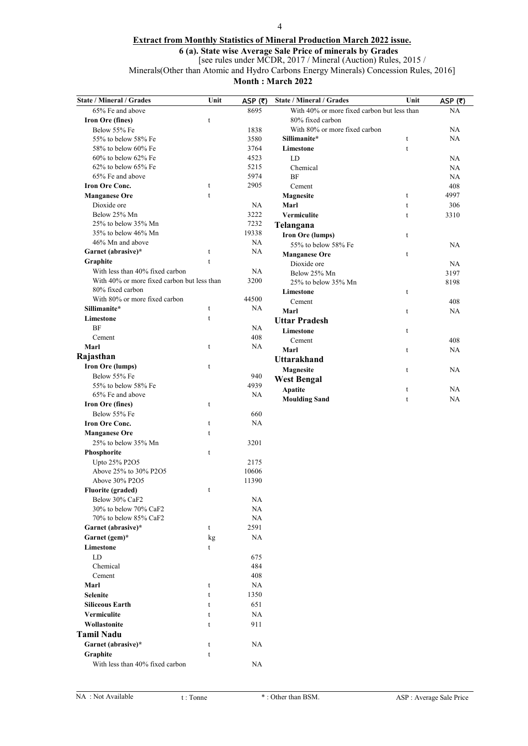**Extract from Monthly Statistics of Mineral Production March 2022 issue.**

**6 (a). State wise Average Sale Price of minerals by Grades**

[see rules under MCDR, 2017 / Mineral (Auction) Rules, 2015 / Minerals(Other than Atomic and Hydro Carbons Energy Minerals) Concession Rules, 2016]

**Month : March 2022**

| State / Mineral / Grades | Unit | ASP (₹) |
|---|---|---|
| 65% Fe and above | | 8695 |
| **Iron Ore (fines)** | t | |
| Below 55% Fe | | 1838 |
| 55% to below 58% Fe | | 3580 |
| 58% to below 60% Fe | | 3764 |
| 60% to below 62% Fe | | 4523 |
| 62% to below 65% Fe | | 5215 |
| 65% Fe and above | | 5974 |
| **Iron Ore Conc.** | t | 2905 |
| **Manganese Ore** | t | |
| Dioxide ore | | NA |
| Below 25% Mn | | 3222 |
| 25% to below 35% Mn | | 7232 |
| 35% to below 46% Mn | | 19338 |
| 46% Mn and above | | NA |
| **Garnet (abrasive)*** | t | NA |
| **Graphite** | t | |
| With less than 40% fixed carbon | | NA |
| With 40% or more fixed carbon but less than 80% fixed carbon | | 3200 |
| With 80% or more fixed carbon | | 44500 |
| **Sillimanite*** | t | NA |
| **Limestone** | t | |
| BF | | NA |
| Cement | | 408 |
| **Marl** | t | NA |
| **Rajasthan** | | |
| **Iron Ore (lumps)** | t | |
| Below 55% Fe | | 940 |
| 55% to below 58% Fe | | 4939 |
| 65% Fe and above | | NA |
| **Iron Ore (fines)** | t | |
| Below 55% Fe | | 660 |
| **Iron Ore Conc.** | t | NA |
| **Manganese Ore** | t | |
| 25% to below 35% Mn | | 3201 |
| **Phosphorite** | t | |
| Upto 25% $P_2O_5$ | | 2175 |
| Above 25% to 30% $P_2O_5$ | | 10606 |
| Above 30% $P_2O_5$ | | 11390 |
| **Fluorite (graded)** | t | |
| Below 30% $CaF_2$ | | NA |
| 30% to below 70% $CaF_2$ | | NA |
| 70% to below 85% $CaF_2$ | | NA |
| **Garnet (abrasive)*** | t | 2591 |
| **Garnet (gem)*** | kg | NA |
| **Limestone** | t | |
| LD | | 675 |
| Chemical | | 484 |
| Cement | | 408 |
| **Marl** | t | NA |
| **Selenite** | t | 1350 |
| **Siliceous Earth** | t | 651 |
| **Vermiculite** | t | NA |
| **Wollastonite** | t | 911 |
| **Tamil Nadu** | | |
| **Garnet (abrasive)*** | t | NA |
| **Graphite** | t | |
| With less than 40% fixed carbon | | NA |
| With 40% or more fixed carbon but less than 80% fixed carbon | | NA |
| With 80% or more fixed carbon | | NA |
| **Sillimanite*** | t | NA |
| **Limestone** | t | |
| LD | | NA |
| Chemical | | NA |
| BF | | NA |
| Cement | | 408 |
| **Magnesite** | t | 4997 |
| **Marl** | t | 306 |
| **Vermiculite** | t | 3310 |
| **Telangana** | | |
| **Iron Ore (lumps)** | t | |
| 55% to below 58% Fe | | NA |
| **Manganese Ore** | t | |
| Dioxide ore | | NA |
| Below 25% Mn | | 3197 |
| 25% to below 35% Mn | | 8198 |
| **Limestone** | t | |
| Cement | | 408 |
| **Marl** | t | NA |
| **Uttar Pradesh** | | |
| **Limestone** | t | |
| Cement | | 408 |
| **Marl** | t | NA |
| **Uttarakhand** | | |
| **Magnesite** | t | NA |
| **West Bengal** | | |
| **Apatite** | t | NA |
| **Moulding Sand** | t | NA |

NA : Not Available &nbsp;&nbsp; t : Tonne &nbsp;&nbsp; * : Other than BSM. &nbsp;&nbsp; ASP : Average Sale Price